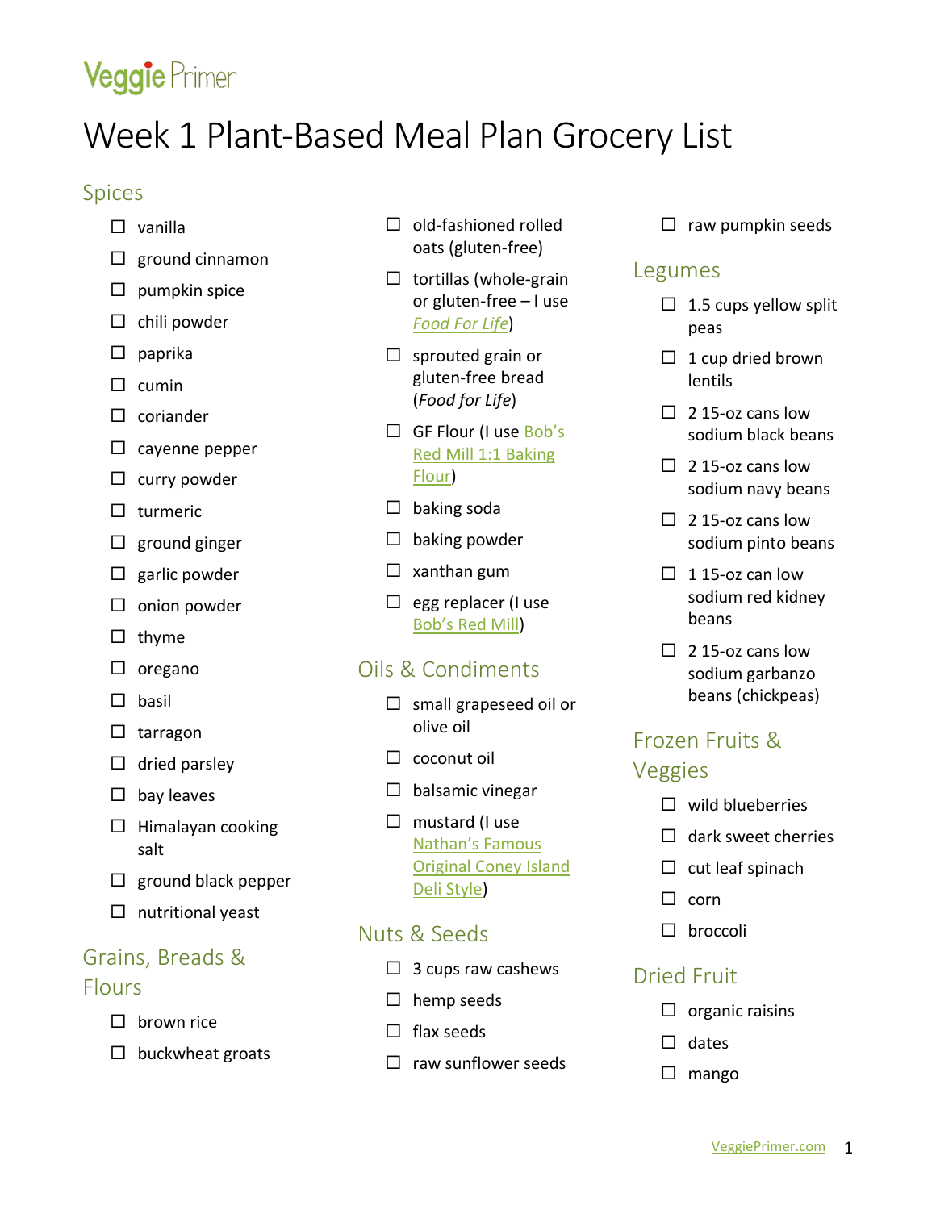Veggie Primer

# Week 1 Plant-Based Meal Plan Grocery List

## Spices

- ☐ vanilla
- ☐ ground cinnamon
- ☐ pumpkin spice
- ☐ chili powder
- ☐ paprika
- ☐ cumin
- ☐ coriander
- ☐ cayenne pepper
- ☐ curry powder
- ☐ turmeric
- ☐ ground ginger
- ☐ garlic powder
- ☐ onion powder
- ☐ thyme
- ☐ oregano
- ☐ basil
- ☐ tarragon
- ☐ dried parsley
- ☐ bay leaves
- ☐ Himalayan cooking salt
- ☐ ground black pepper
- ☐ nutritional yeast

## Grains, Breads & Flours

- ☐ brown rice
- ☐ buckwheat groats
- ☐ old-fashioned rolled oats (gluten-free)
- ☐ tortillas (whole-grain or gluten-free – I use *Food For Life*)
- ☐ sprouted grain or gluten-free bread (*Food for Life*)
- ☐ GF Flour (I use Bob's Red Mill 1:1 Baking Flour)
- ☐ baking soda
- ☐ baking powder
- ☐ xanthan gum
- ☐ egg replacer (I use Bob's Red Mill)

## Oils & Condiments

- ☐ small grapeseed oil or olive oil
- ☐ coconut oil
- ☐ balsamic vinegar
- ☐ mustard (I use Nathan's Famous Original Coney Island Deli Style)

## Nuts & Seeds

- ☐ 3 cups raw cashews
- ☐ hemp seeds
- ☐ flax seeds
- ☐ raw sunflower seeds
- ☐ raw pumpkin seeds

## Legumes

- ☐ 1.5 cups yellow split peas
- ☐ 1 cup dried brown lentils
- ☐ 2 15-oz cans low sodium black beans
- ☐ 2 15-oz cans low sodium navy beans
- ☐ 2 15-oz cans low sodium pinto beans
- ☐ 1 15-oz can low sodium red kidney beans
- ☐ 2 15-oz cans low sodium garbanzo beans (chickpeas)

## Frozen Fruits & Veggies

- ☐ wild blueberries
- ☐ dark sweet cherries
- ☐ cut leaf spinach
- ☐ corn
- ☐ broccoli

## Dried Fruit

- ☐ organic raisins
- ☐ dates
- ☐ mango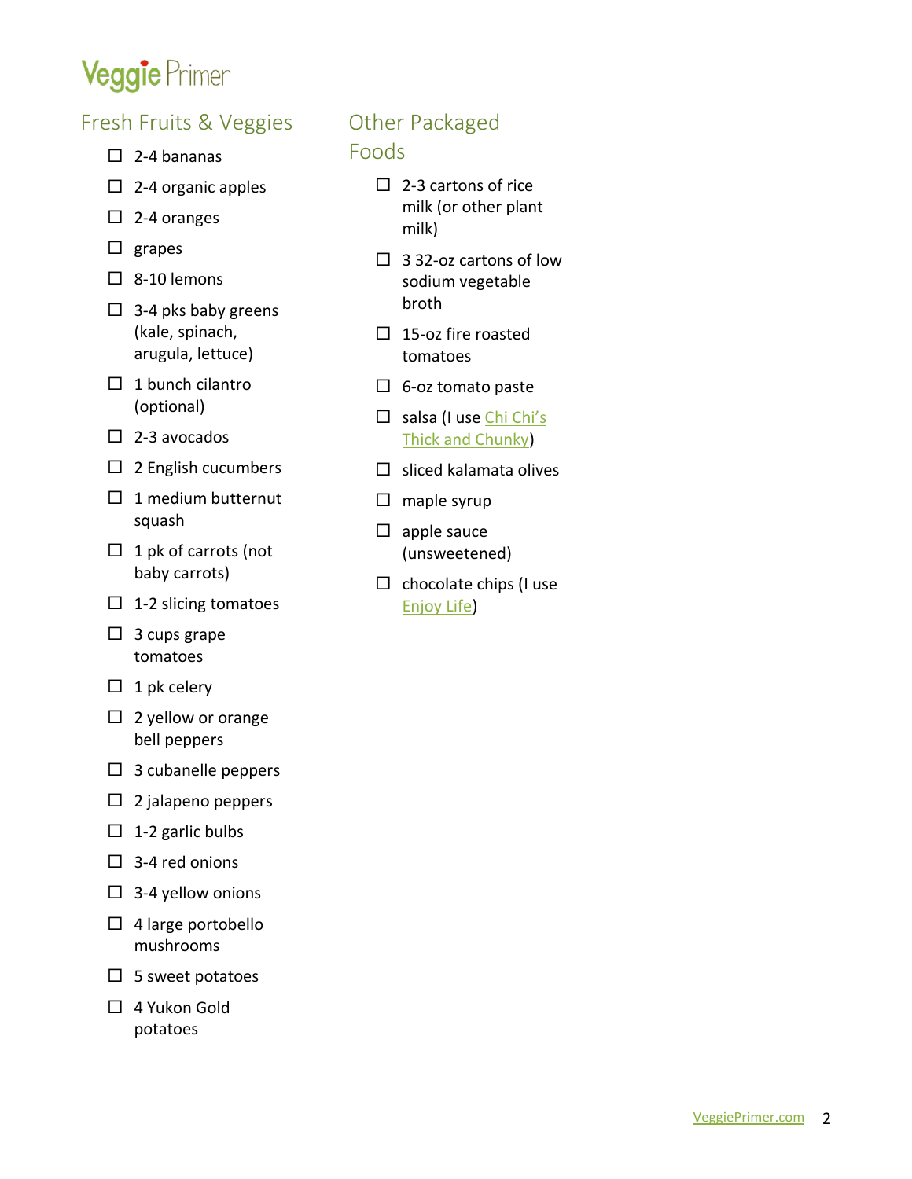Veggie Primer

## Fresh Fruits & Veggies

- ☐ 2-4 bananas
- ☐ 2-4 organic apples
- ☐ 2-4 oranges
- ☐ grapes
- ☐ 8-10 lemons
- ☐ 3-4 pks baby greens (kale, spinach, arugula, lettuce)
- ☐ 1 bunch cilantro (optional)
- ☐ 2-3 avocados
- ☐ 2 English cucumbers
- ☐ 1 medium butternut squash
- ☐ 1 pk of carrots (not baby carrots)
- ☐ 1-2 slicing tomatoes
- ☐ 3 cups grape tomatoes
- ☐ 1 pk celery
- ☐ 2 yellow or orange bell peppers
- ☐ 3 cubanelle peppers
- ☐ 2 jalapeno peppers
- ☐ 1-2 garlic bulbs
- ☐ 3-4 red onions
- ☐ 3-4 yellow onions
- ☐ 4 large portobello mushrooms
- ☐ 5 sweet potatoes
- ☐ 4 Yukon Gold potatoes

## Other Packaged Foods

- ☐ 2-3 cartons of rice milk (or other plant milk)
- ☐ 3 32-oz cartons of low sodium vegetable broth
- ☐ 15-oz fire roasted tomatoes
- ☐ 6-oz tomato paste
- ☐ salsa (I use Chi Chi's Thick and Chunky)
- ☐ sliced kalamata olives
- ☐ maple syrup
- ☐ apple sauce (unsweetened)
- ☐ chocolate chips (I use Enjoy Life)